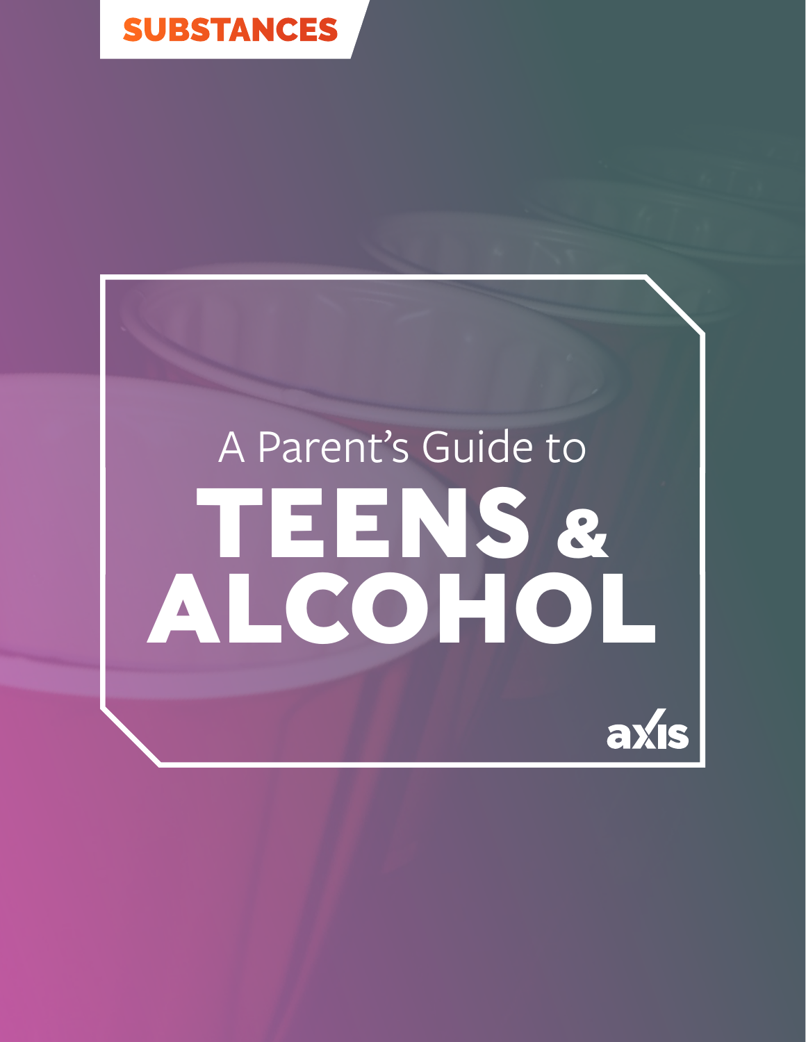SUBSTANCES

A Parent's Guide to

# TEENS & ALCOHOL

axis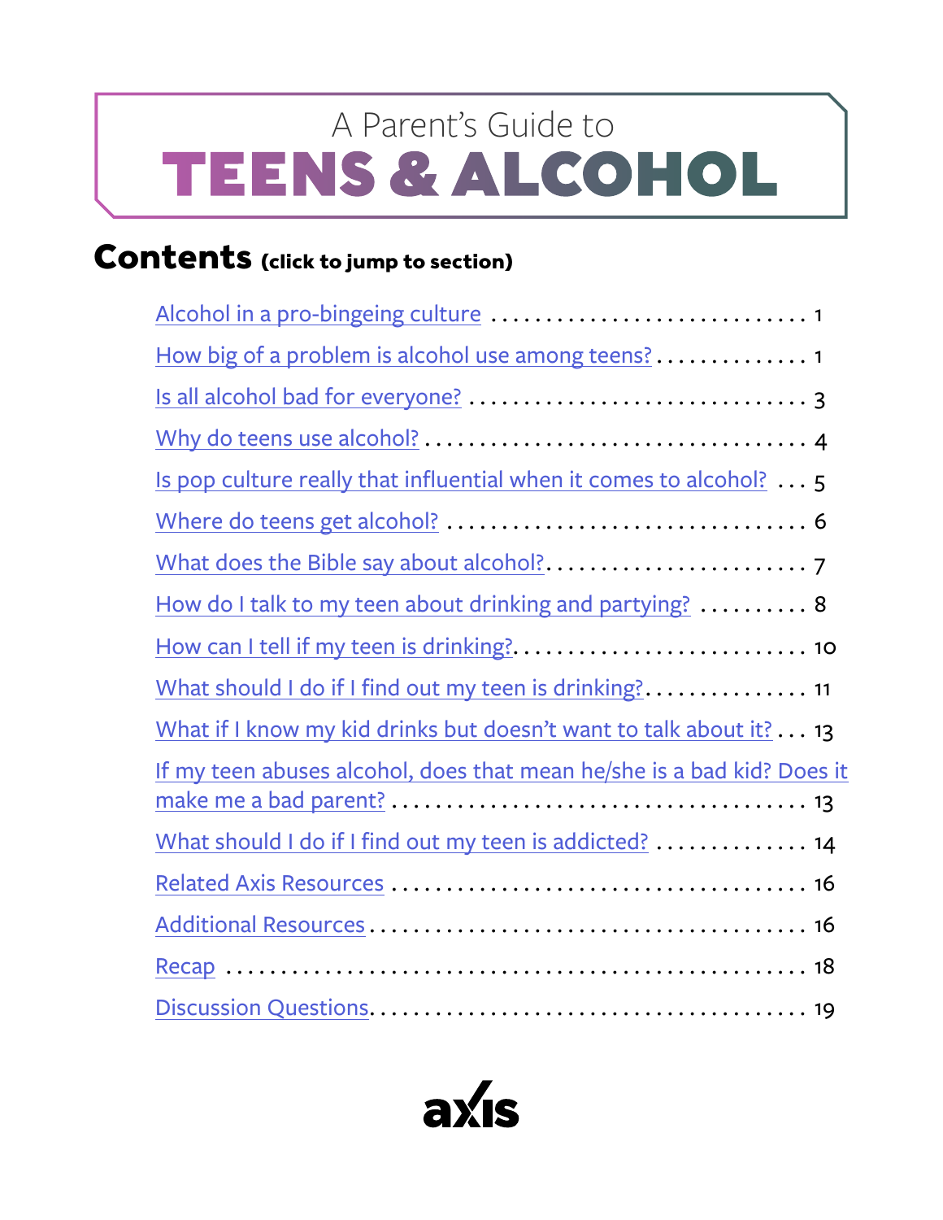A Parent's Guide to

# TEENS & ALCOHOL

## Contents (click to jump to section)

- Alcohol in a pro-bingeing culture . . . . . . . . . . . . . . . . . . . . . . . . . . . . . . 1
- How big of a problem is alcohol use among teens? . . . . . . . . . . . . . . 1
- Is all alcohol bad for everyone? . . . . . . . . . . . . . . . . . . . . . . . . . . . . . . . 3
- Why do teens use alcohol? . . . . . . . . . . . . . . . . . . . . . . . . . . . . . . . . . . . 4
- Is pop culture really that influential when it comes to alcohol? . . . 5
- Where do teens get alcohol? . . . . . . . . . . . . . . . . . . . . . . . . . . . . . . . . . 6
- What does the Bible say about alcohol? . . . . . . . . . . . . . . . . . . . . . . . . 7
- How do I talk to my teen about drinking and partying? . . . . . . . . . . 8
- How can I tell if my teen is drinking? . . . . . . . . . . . . . . . . . . . . . . . . . . 10
- What should I do if I find out my teen is drinking? . . . . . . . . . . . . . . . 11
- What if I know my kid drinks but doesn't want to talk about it? . . . 13
- If my teen abuses alcohol, does that mean he/she is a bad kid? Does it make me a bad parent? . . . . . . . . . . . . . . . . . . . . . . . . . . . . . . . . . . . . . . 13
- What should I do if I find out my teen is addicted? . . . . . . . . . . . . . . 14
- Related Axis Resources . . . . . . . . . . . . . . . . . . . . . . . . . . . . . . . . . . . . . . 16
- Additional Resources . . . . . . . . . . . . . . . . . . . . . . . . . . . . . . . . . . . . . . . . 16
- Recap . . . . . . . . . . . . . . . . . . . . . . . . . . . . . . . . . . . . . . . . . . . . . . . . . . . . . 18
- Discussion Questions . . . . . . . . . . . . . . . . . . . . . . . . . . . . . . . . . . . . . . . . 19

axis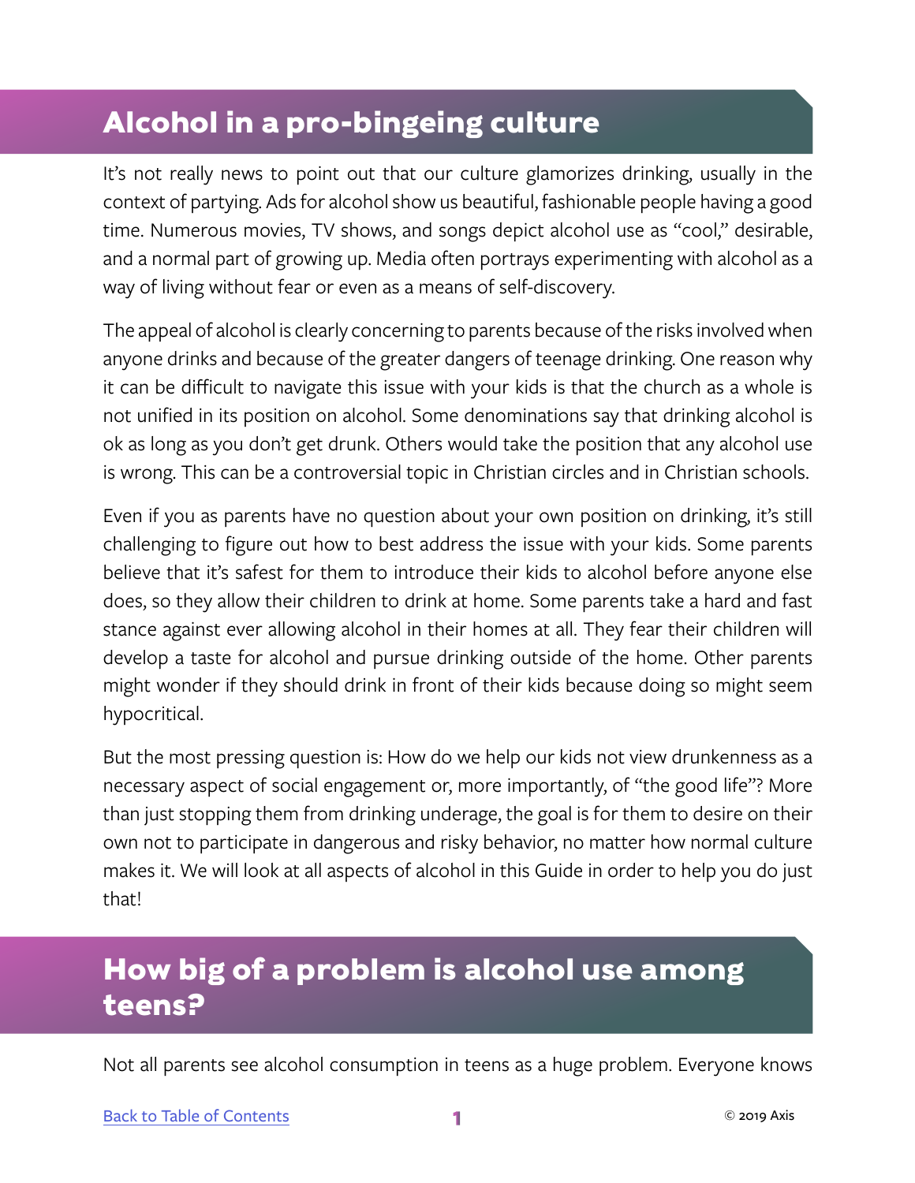## Alcohol in a pro-bingeing culture

It's not really news to point out that our culture glamorizes drinking, usually in the context of partying. Ads for alcohol show us beautiful, fashionable people having a good time. Numerous movies, TV shows, and songs depict alcohol use as "cool," desirable, and a normal part of growing up. Media often portrays experimenting with alcohol as a way of living without fear or even as a means of self-discovery.

The appeal of alcohol is clearly concerning to parents because of the risks involved when anyone drinks and because of the greater dangers of teenage drinking. One reason why it can be difficult to navigate this issue with your kids is that the church as a whole is not unified in its position on alcohol. Some denominations say that drinking alcohol is ok as long as you don't get drunk. Others would take the position that any alcohol use is wrong. This can be a controversial topic in Christian circles and in Christian schools.

Even if you as parents have no question about your own position on drinking, it's still challenging to figure out how to best address the issue with your kids. Some parents believe that it's safest for them to introduce their kids to alcohol before anyone else does, so they allow their children to drink at home. Some parents take a hard and fast stance against ever allowing alcohol in their homes at all. They fear their children will develop a taste for alcohol and pursue drinking outside of the home. Other parents might wonder if they should drink in front of their kids because doing so might seem hypocritical.

But the most pressing question is: How do we help our kids not view drunkenness as a necessary aspect of social engagement or, more importantly, of "the good life"? More than just stopping them from drinking underage, the goal is for them to desire on their own not to participate in dangerous and risky behavior, no matter how normal culture makes it. We will look at all aspects of alcohol in this Guide in order to help you do just that!

## How big of a problem is alcohol use among teens?

Not all parents see alcohol consumption in teens as a huge problem. Everyone knows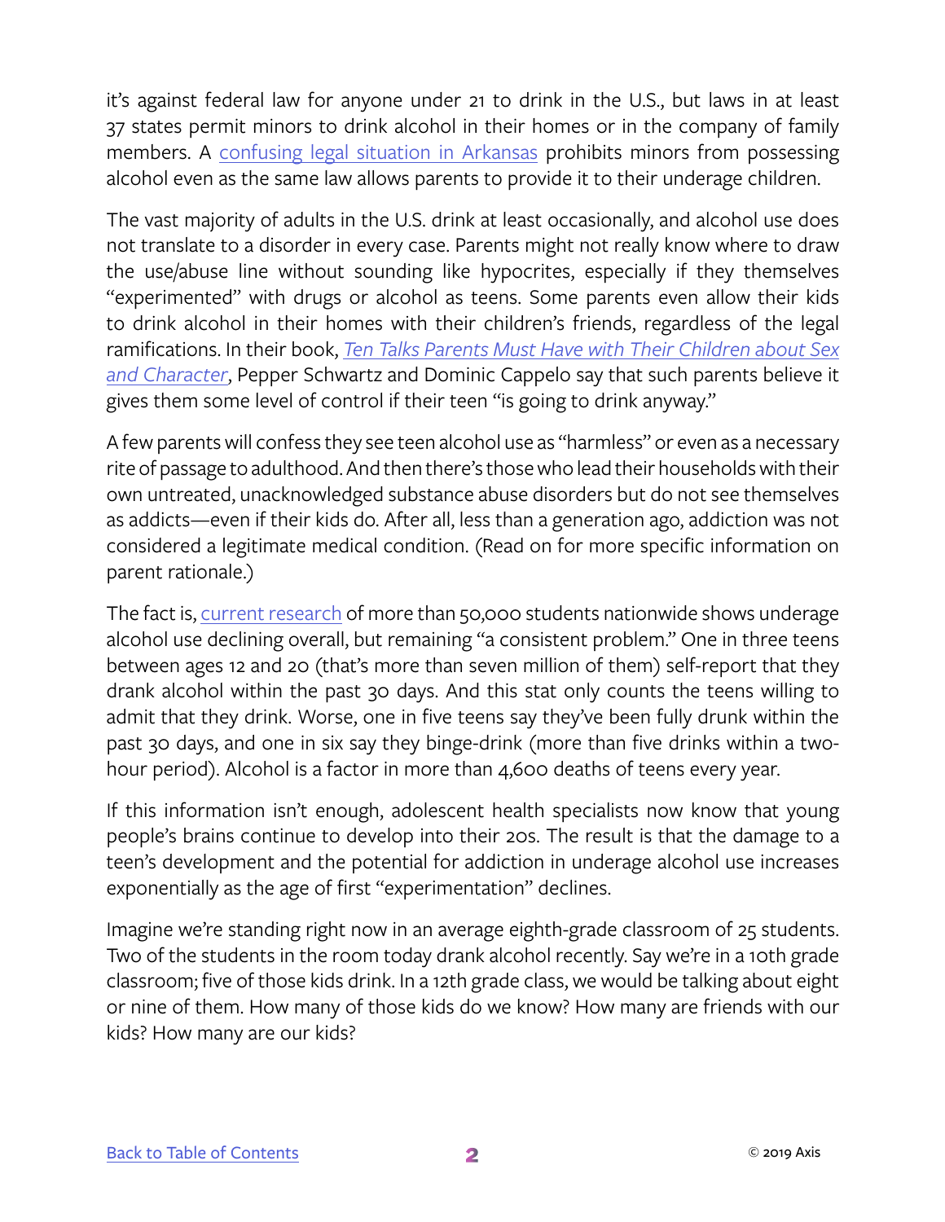it's against federal law for anyone under 21 to drink in the U.S., but laws in at least 37 states permit minors to drink alcohol in their homes or in the company of family members. A confusing legal situation in Arkansas prohibits minors from possessing alcohol even as the same law allows parents to provide it to their underage children.

The vast majority of adults in the U.S. drink at least occasionally, and alcohol use does not translate to a disorder in every case. Parents might not really know where to draw the use/abuse line without sounding like hypocrites, especially if they themselves "experimented" with drugs or alcohol as teens. Some parents even allow their kids to drink alcohol in their homes with their children's friends, regardless of the legal ramifications. In their book, *Ten Talks Parents Must Have with Their Children about Sex and Character*, Pepper Schwartz and Dominic Cappelo say that such parents believe it gives them some level of control if their teen "is going to drink anyway."

A few parents will confess they see teen alcohol use as "harmless" or even as a necessary rite of passage to adulthood. And then there's those who lead their households with their own untreated, unacknowledged substance abuse disorders but do not see themselves as addicts—even if their kids do. After all, less than a generation ago, addiction was not considered a legitimate medical condition. (Read on for more specific information on parent rationale.)

The fact is, current research of more than 50,000 students nationwide shows underage alcohol use declining overall, but remaining "a consistent problem." One in three teens between ages 12 and 20 (that's more than seven million of them) self-report that they drank alcohol within the past 30 days. And this stat only counts the teens willing to admit that they drink. Worse, one in five teens say they've been fully drunk within the past 30 days, and one in six say they binge-drink (more than five drinks within a two-hour period). Alcohol is a factor in more than 4,600 deaths of teens every year.

If this information isn't enough, adolescent health specialists now know that young people's brains continue to develop into their 20s. The result is that the damage to a teen's development and the potential for addiction in underage alcohol use increases exponentially as the age of first "experimentation" declines.

Imagine we're standing right now in an average eighth-grade classroom of 25 students. Two of the students in the room today drank alcohol recently. Say we're in a 10th grade classroom; five of those kids drink. In a 12th grade class, we would be talking about eight or nine of them. How many of those kids do we know? How many are friends with our kids? How many are our kids?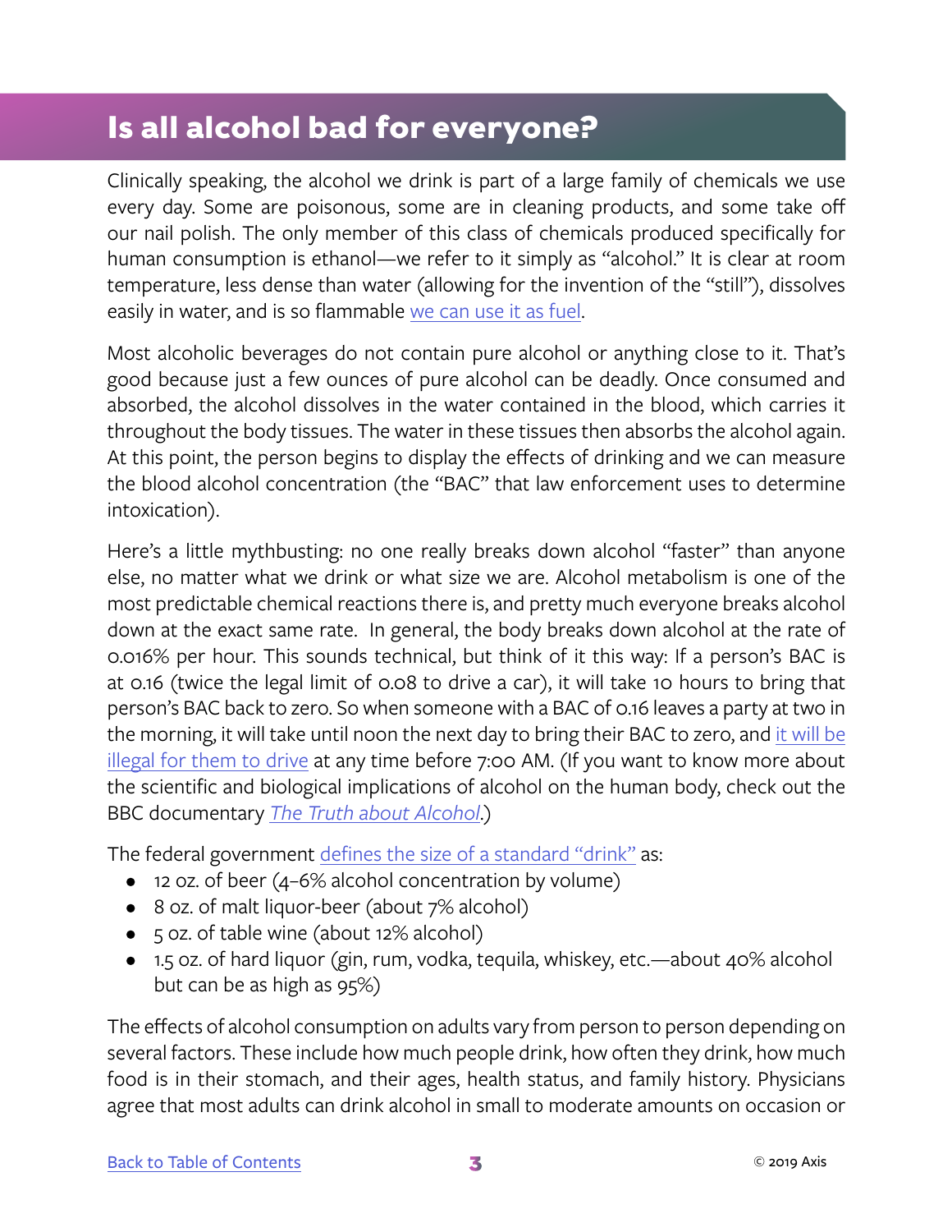## Is all alcohol bad for everyone?

Clinically speaking, the alcohol we drink is part of a large family of chemicals we use every day. Some are poisonous, some are in cleaning products, and some take off our nail polish. The only member of this class of chemicals produced specifically for human consumption is ethanol—we refer to it simply as "alcohol." It is clear at room temperature, less dense than water (allowing for the invention of the "still"), dissolves easily in water, and is so flammable [we can use it as fuel](#).

Most alcoholic beverages do not contain pure alcohol or anything close to it. That's good because just a few ounces of pure alcohol can be deadly. Once consumed and absorbed, the alcohol dissolves in the water contained in the blood, which carries it throughout the body tissues. The water in these tissues then absorbs the alcohol again. At this point, the person begins to display the effects of drinking and we can measure the blood alcohol concentration (the "BAC" that law enforcement uses to determine intoxication).

Here's a little mythbusting: no one really breaks down alcohol "faster" than anyone else, no matter what we drink or what size we are. Alcohol metabolism is one of the most predictable chemical reactions there is, and pretty much everyone breaks alcohol down at the exact same rate. In general, the body breaks down alcohol at the rate of 0.016% per hour. This sounds technical, but think of it this way: If a person's BAC is at 0.16 (twice the legal limit of 0.08 to drive a car), it will take 10 hours to bring that person's BAC back to zero. So when someone with a BAC of 0.16 leaves a party at two in the morning, it will take until noon the next day to bring their BAC to zero, and [it will be illegal for them to drive](#) at any time before 7:00 AM. (If you want to know more about the scientific and biological implications of alcohol on the human body, check out the BBC documentary *[The Truth about Alcohol](#)*.)

The federal government [defines the size of a standard "drink"](#) as:

- 12 oz. of beer (4–6% alcohol concentration by volume)
- 8 oz. of malt liquor-beer (about 7% alcohol)
- 5 oz. of table wine (about 12% alcohol)
- 1.5 oz. of hard liquor (gin, rum, vodka, tequila, whiskey, etc.—about 40% alcohol but can be as high as 95%)

The effects of alcohol consumption on adults vary from person to person depending on several factors. These include how much people drink, how often they drink, how much food is in their stomach, and their ages, health status, and family history. Physicians agree that most adults can drink alcohol in small to moderate amounts on occasion or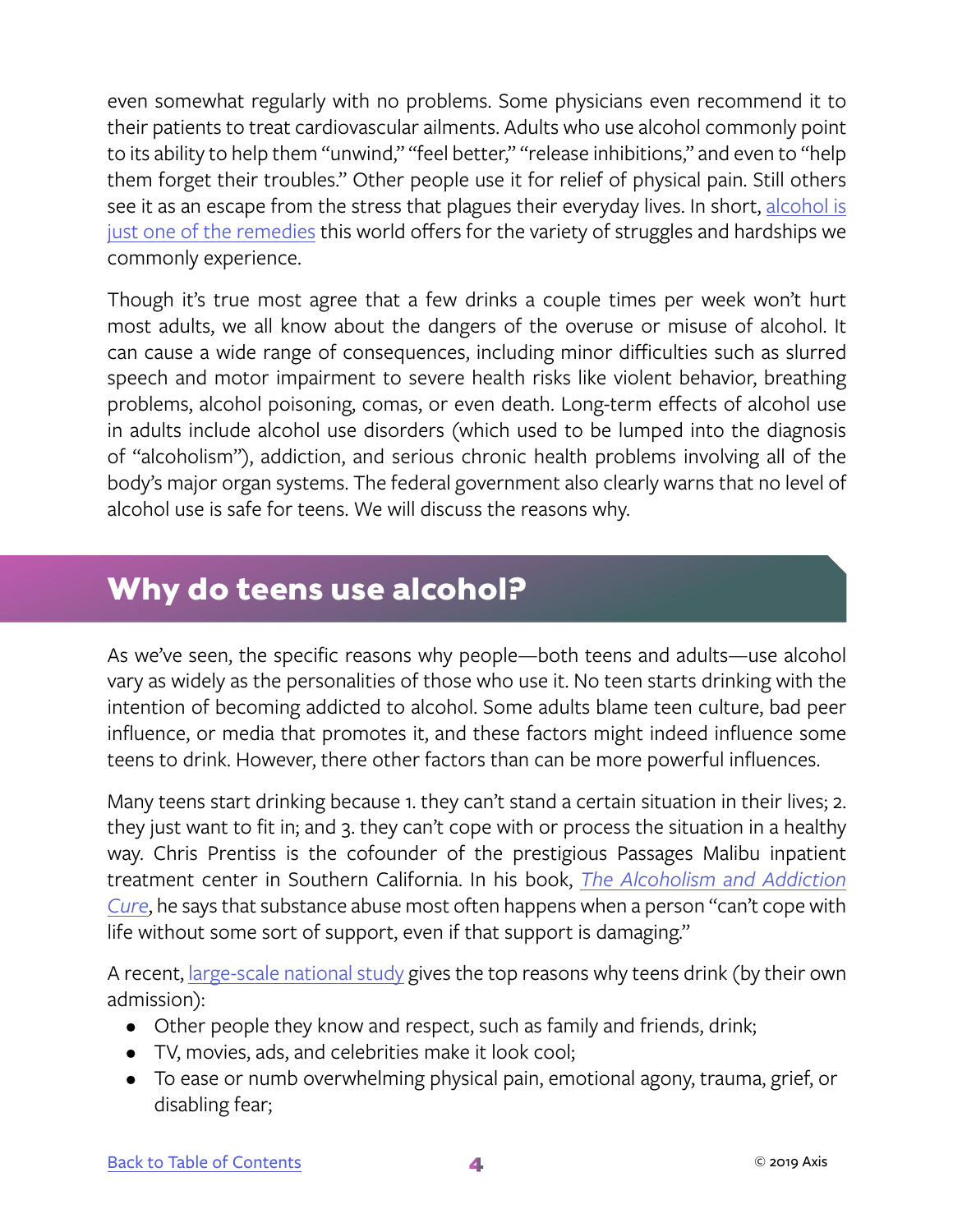even somewhat regularly with no problems. Some physicians even recommend it to their patients to treat cardiovascular ailments. Adults who use alcohol commonly point to its ability to help them "unwind," "feel better," "release inhibitions," and even to "help them forget their troubles." Other people use it for relief of physical pain. Still others see it as an escape from the stress that plagues their everyday lives. In short, alcohol is just one of the remedies this world offers for the variety of struggles and hardships we commonly experience.

Though it's true most agree that a few drinks a couple times per week won't hurt most adults, we all know about the dangers of the overuse or misuse of alcohol. It can cause a wide range of consequences, including minor difficulties such as slurred speech and motor impairment to severe health risks like violent behavior, breathing problems, alcohol poisoning, comas, or even death. Long-term effects of alcohol use in adults include alcohol use disorders (which used to be lumped into the diagnosis of "alcoholism"), addiction, and serious chronic health problems involving all of the body's major organ systems. The federal government also clearly warns that no level of alcohol use is safe for teens. We will discuss the reasons why.

## Why do teens use alcohol?

As we've seen, the specific reasons why people—both teens and adults—use alcohol vary as widely as the personalities of those who use it. No teen starts drinking with the intention of becoming addicted to alcohol. Some adults blame teen culture, bad peer influence, or media that promotes it, and these factors might indeed influence some teens to drink. However, there other factors than can be more powerful influences.

Many teens start drinking because 1. they can't stand a certain situation in their lives; 2. they just want to fit in; and 3. they can't cope with or process the situation in a healthy way. Chris Prentiss is the cofounder of the prestigious Passages Malibu inpatient treatment center in Southern California. In his book, *The Alcoholism and Addiction Cure*, he says that substance abuse most often happens when a person "can't cope with life without some sort of support, even if that support is damaging."

A recent, large-scale national study gives the top reasons why teens drink (by their own admission):

- Other people they know and respect, such as family and friends, drink;
- TV, movies, ads, and celebrities make it look cool;
- To ease or numb overwhelming physical pain, emotional agony, trauma, grief, or disabling fear;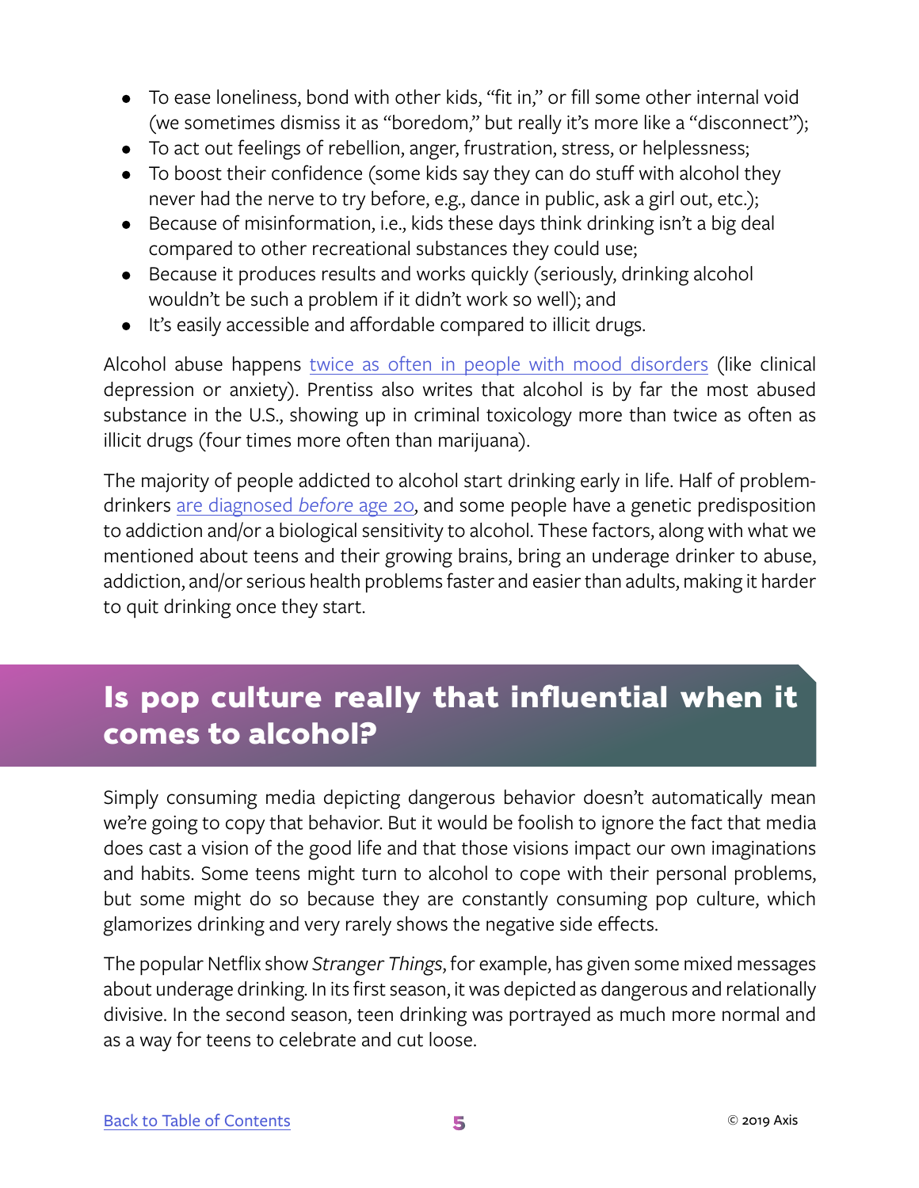- To ease loneliness, bond with other kids, "fit in," or fill some other internal void (we sometimes dismiss it as "boredom," but really it's more like a "disconnect");
- To act out feelings of rebellion, anger, frustration, stress, or helplessness;
- To boost their confidence (some kids say they can do stuff with alcohol they never had the nerve to try before, e.g., dance in public, ask a girl out, etc.);
- Because of misinformation, i.e., kids these days think drinking isn't a big deal compared to other recreational substances they could use;
- Because it produces results and works quickly (seriously, drinking alcohol wouldn't be such a problem if it didn't work so well); and
- It's easily accessible and affordable compared to illicit drugs.

Alcohol abuse happens twice as often in people with mood disorders (like clinical depression or anxiety). Prentiss also writes that alcohol is by far the most abused substance in the U.S., showing up in criminal toxicology more than twice as often as illicit drugs (four times more often than marijuana).

The majority of people addicted to alcohol start drinking early in life. Half of problem-drinkers are diagnosed *before* age 20, and some people have a genetic predisposition to addiction and/or a biological sensitivity to alcohol. These factors, along with what we mentioned about teens and their growing brains, bring an underage drinker to abuse, addiction, and/or serious health problems faster and easier than adults, making it harder to quit drinking once they start.

## Is pop culture really that influential when it comes to alcohol?

Simply consuming media depicting dangerous behavior doesn't automatically mean we're going to copy that behavior. But it would be foolish to ignore the fact that media does cast a vision of the good life and that those visions impact our own imaginations and habits. Some teens might turn to alcohol to cope with their personal problems, but some might do so because they are constantly consuming pop culture, which glamorizes drinking and very rarely shows the negative side effects.

The popular Netflix show *Stranger Things*, for example, has given some mixed messages about underage drinking. In its first season, it was depicted as dangerous and relationally divisive. In the second season, teen drinking was portrayed as much more normal and as a way for teens to celebrate and cut loose.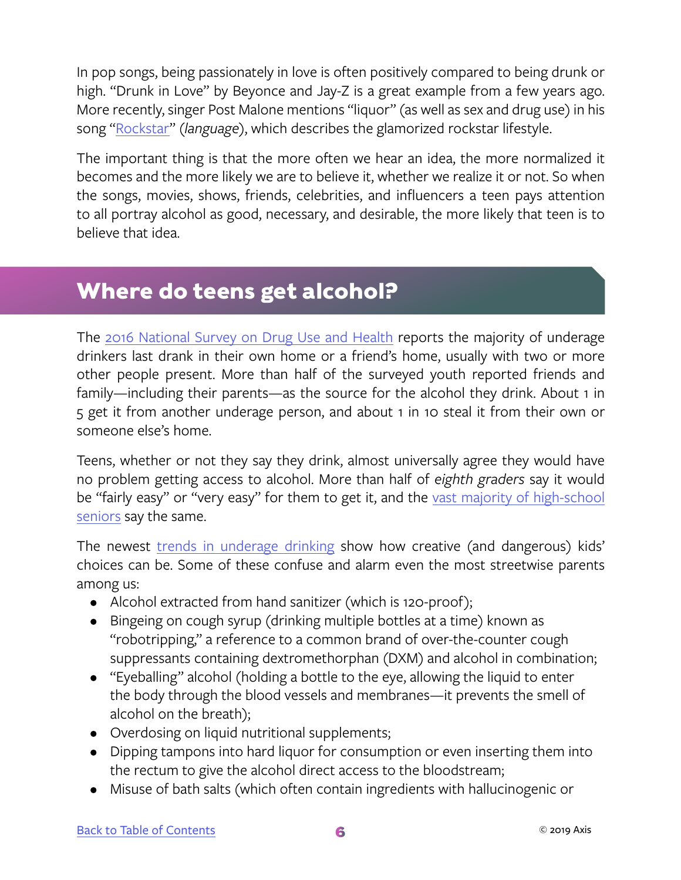In pop songs, being passionately in love is often positively compared to being drunk or high. "Drunk in Love" by Beyonce and Jay-Z is a great example from a few years ago. More recently, singer Post Malone mentions "liquor" (as well as sex and drug use) in his song "Rockstar" (*language*), which describes the glamorized rockstar lifestyle.

The important thing is that the more often we hear an idea, the more normalized it becomes and the more likely we are to believe it, whether we realize it or not. So when the songs, movies, shows, friends, celebrities, and influencers a teen pays attention to all portray alcohol as good, necessary, and desirable, the more likely that teen is to believe that idea.

## Where do teens get alcohol?

The 2016 National Survey on Drug Use and Health reports the majority of underage drinkers last drank in their own home or a friend's home, usually with two or more other people present. More than half of the surveyed youth reported friends and family—including their parents—as the source for the alcohol they drink. About 1 in 5 get it from another underage person, and about 1 in 10 steal it from their own or someone else's home.

Teens, whether or not they say they drink, almost universally agree they would have no problem getting access to alcohol. More than half of *eighth graders* say it would be "fairly easy" or "very easy" for them to get it, and the vast majority of high-school seniors say the same.

The newest trends in underage drinking show how creative (and dangerous) kids' choices can be. Some of these confuse and alarm even the most streetwise parents among us:

- Alcohol extracted from hand sanitizer (which is 120-proof);
- Bingeing on cough syrup (drinking multiple bottles at a time) known as "robotripping," a reference to a common brand of over-the-counter cough suppressants containing dextromethorphan (DXM) and alcohol in combination;
- "Eyeballing" alcohol (holding a bottle to the eye, allowing the liquid to enter the body through the blood vessels and membranes—it prevents the smell of alcohol on the breath);
- Overdosing on liquid nutritional supplements;
- Dipping tampons into hard liquor for consumption or even inserting them into the rectum to give the alcohol direct access to the bloodstream;
- Misuse of bath salts (which often contain ingredients with hallucinogenic or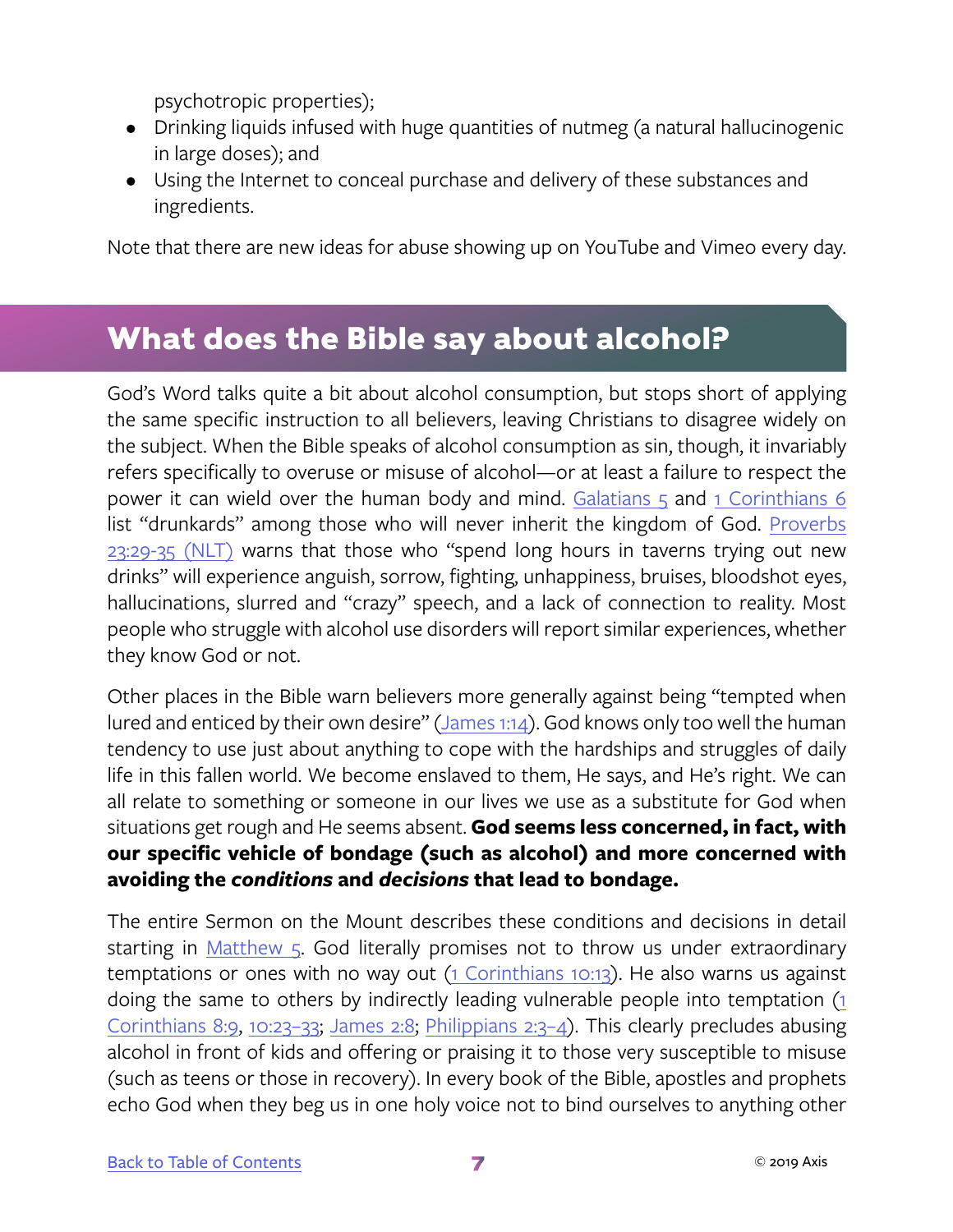psychotropic properties);

- Drinking liquids infused with huge quantities of nutmeg (a natural hallucinogenic in large doses); and
- Using the Internet to conceal purchase and delivery of these substances and ingredients.

Note that there are new ideas for abuse showing up on YouTube and Vimeo every day.

## What does the Bible say about alcohol?

God's Word talks quite a bit about alcohol consumption, but stops short of applying the same specific instruction to all believers, leaving Christians to disagree widely on the subject. When the Bible speaks of alcohol consumption as sin, though, it invariably refers specifically to overuse or misuse of alcohol—or at least a failure to respect the power it can wield over the human body and mind. Galatians 5 and 1 Corinthians 6 list "drunkards" among those who will never inherit the kingdom of God. Proverbs 23:29-35 (NLT) warns that those who "spend long hours in taverns trying out new drinks" will experience anguish, sorrow, fighting, unhappiness, bruises, bloodshot eyes, hallucinations, slurred and "crazy" speech, and a lack of connection to reality. Most people who struggle with alcohol use disorders will report similar experiences, whether they know God or not.

Other places in the Bible warn believers more generally against being "tempted when lured and enticed by their own desire" (James 1:14). God knows only too well the human tendency to use just about anything to cope with the hardships and struggles of daily life in this fallen world. We become enslaved to them, He says, and He's right. We can all relate to something or someone in our lives we use as a substitute for God when situations get rough and He seems absent. **God seems less concerned, in fact, with our specific vehicle of bondage (such as alcohol) and more concerned with avoiding the *conditions* and *decisions* that lead to bondage.**

The entire Sermon on the Mount describes these conditions and decisions in detail starting in Matthew 5. God literally promises not to throw us under extraordinary temptations or ones with no way out (1 Corinthians 10:13). He also warns us against doing the same to others by indirectly leading vulnerable people into temptation (1 Corinthians 8:9, 10:23–33; James 2:8; Philippians 2:3–4). This clearly precludes abusing alcohol in front of kids and offering or praising it to those very susceptible to misuse (such as teens or those in recovery). In every book of the Bible, apostles and prophets echo God when they beg us in one holy voice not to bind ourselves to anything other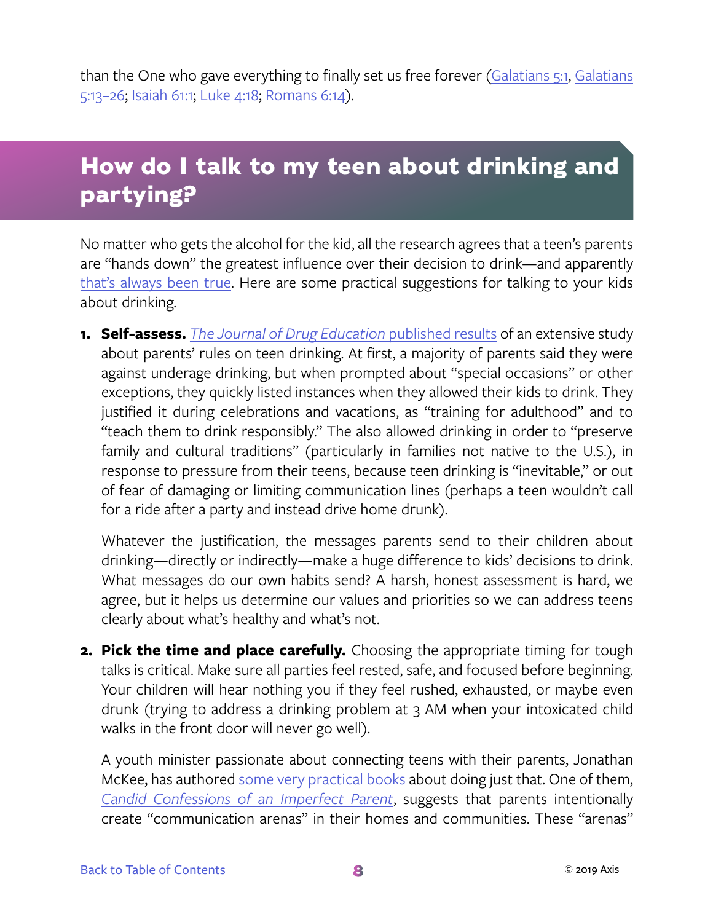than the One who gave everything to finally set us free forever (Galatians 5:1, Galatians 5:13–26; Isaiah 61:1; Luke 4:18; Romans 6:14).

## How do I talk to my teen about drinking and partying?

No matter who gets the alcohol for the kid, all the research agrees that a teen's parents are "hands down" the greatest influence over their decision to drink—and apparently that's always been true. Here are some practical suggestions for talking to your kids about drinking.

1. **Self-assess.** *The Journal of Drug Education* published results of an extensive study about parents' rules on teen drinking. At first, a majority of parents said they were against underage drinking, but when prompted about "special occasions" or other exceptions, they quickly listed instances when they allowed their kids to drink. They justified it during celebrations and vacations, as "training for adulthood" and to "teach them to drink responsibly." The also allowed drinking in order to "preserve family and cultural traditions" (particularly in families not native to the U.S.), in response to pressure from their teens, because teen drinking is "inevitable," or out of fear of damaging or limiting communication lines (perhaps a teen wouldn't call for a ride after a party and instead drive home drunk).

   Whatever the justification, the messages parents send to their children about drinking—directly or indirectly—make a huge difference to kids' decisions to drink. What messages do our own habits send? A harsh, honest assessment is hard, we agree, but it helps us determine our values and priorities so we can address teens clearly about what's healthy and what's not.

2. **Pick the time and place carefully.** Choosing the appropriate timing for tough talks is critical. Make sure all parties feel rested, safe, and focused before beginning. Your children will hear nothing you if they feel rushed, exhausted, or maybe even drunk (trying to address a drinking problem at 3 AM when your intoxicated child walks in the front door will never go well).

   A youth minister passionate about connecting teens with their parents, Jonathan McKee, has authored some very practical books about doing just that. One of them, *Candid Confessions of an Imperfect Parent*, suggests that parents intentionally create "communication arenas" in their homes and communities. These "arenas"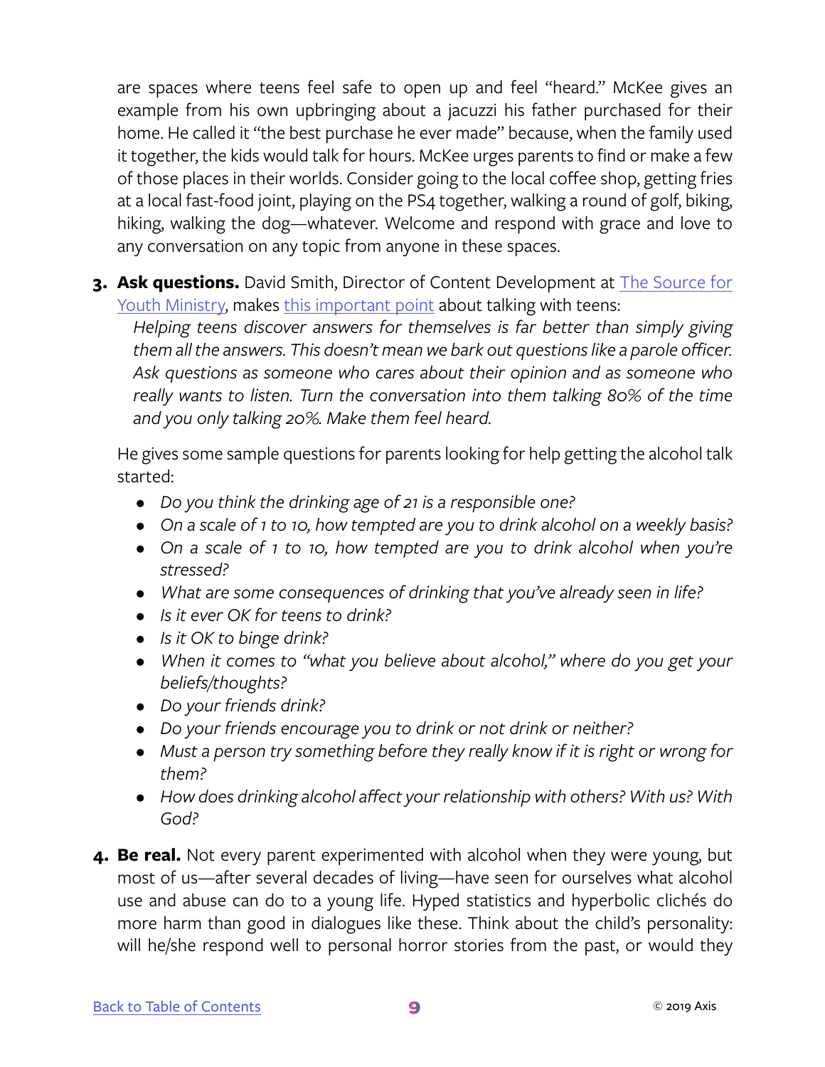are spaces where teens feel safe to open up and feel "heard." McKee gives an example from his own upbringing about a jacuzzi his father purchased for their home. He called it "the best purchase he ever made" because, when the family used it together, the kids would talk for hours. McKee urges parents to find or make a few of those places in their worlds. Consider going to the local coffee shop, getting fries at a local fast-food joint, playing on the PS4 together, walking a round of golf, biking, hiking, walking the dog—whatever. Welcome and respond with grace and love to any conversation on any topic from anyone in these spaces.

3. **Ask questions.** David Smith, Director of Content Development at The Source for Youth Ministry, makes this important point about talking with teens:

   *Helping teens discover answers for themselves is far better than simply giving them all the answers. This doesn't mean we bark out questions like a parole officer. Ask questions as someone who cares about their opinion and as someone who really wants to listen. Turn the conversation into them talking 80% of the time and you only talking 20%. Make them feel heard.*

   He gives some sample questions for parents looking for help getting the alcohol talk started:

   - *Do you think the drinking age of 21 is a responsible one?*
   - *On a scale of 1 to 10, how tempted are you to drink alcohol on a weekly basis?*
   - *On a scale of 1 to 10, how tempted are you to drink alcohol when you're stressed?*
   - *What are some consequences of drinking that you've already seen in life?*
   - *Is it ever OK for teens to drink?*
   - *Is it OK to binge drink?*
   - *When it comes to "what you believe about alcohol," where do you get your beliefs/thoughts?*
   - *Do your friends drink?*
   - *Do your friends encourage you to drink or not drink or neither?*
   - *Must a person try something before they really know if it is right or wrong for them?*
   - *How does drinking alcohol affect your relationship with others? With us? With God?*

4. **Be real.** Not every parent experimented with alcohol when they were young, but most of us—after several decades of living—have seen for ourselves what alcohol use and abuse can do to a young life. Hyped statistics and hyperbolic clichés do more harm than good in dialogues like these. Think about the child's personality: will he/she respond well to personal horror stories from the past, or would they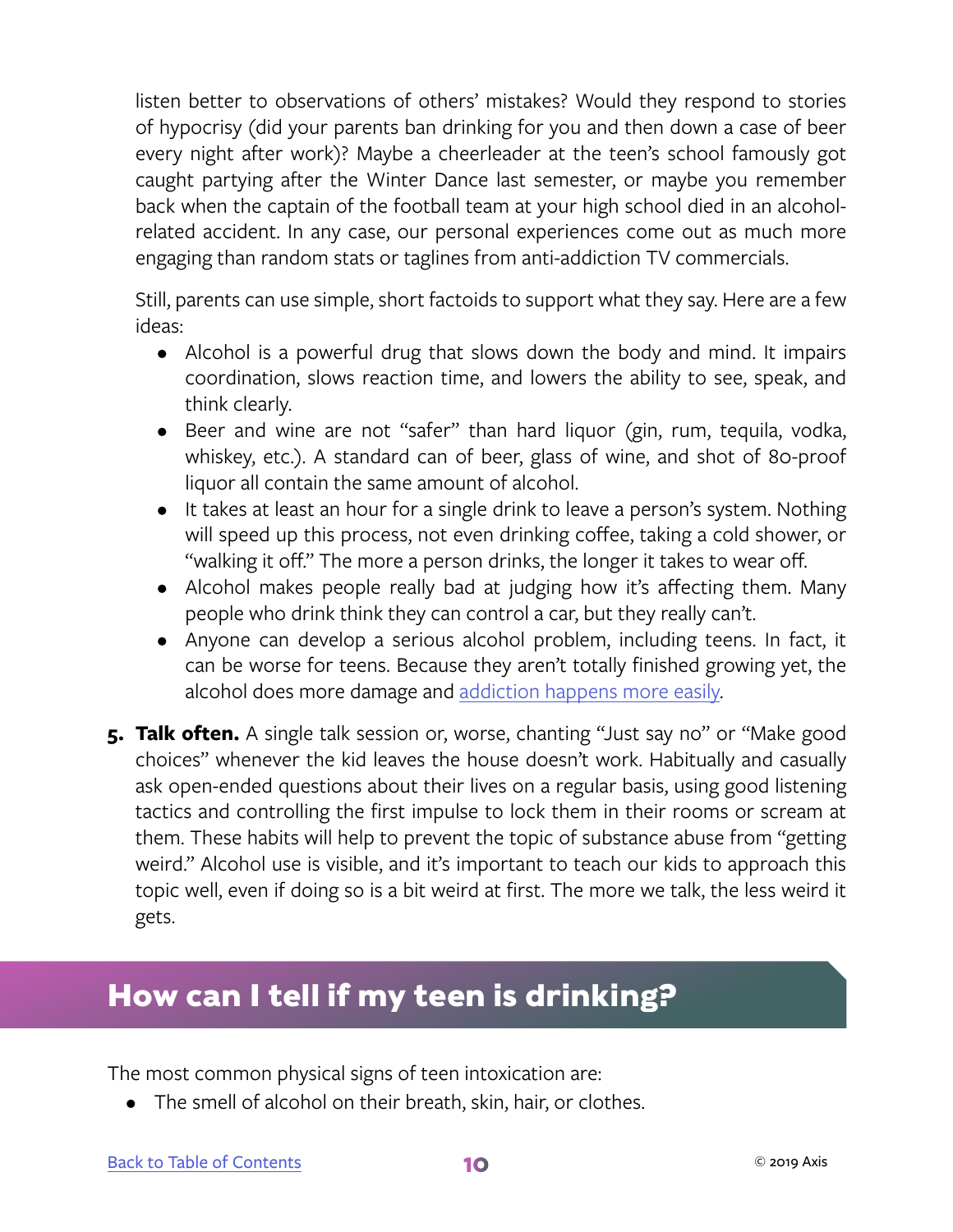listen better to observations of others' mistakes? Would they respond to stories of hypocrisy (did your parents ban drinking for you and then down a case of beer every night after work)? Maybe a cheerleader at the teen's school famously got caught partying after the Winter Dance last semester, or maybe you remember back when the captain of the football team at your high school died in an alcohol-related accident. In any case, our personal experiences come out as much more engaging than random stats or taglines from anti-addiction TV commercials.

Still, parents can use simple, short factoids to support what they say. Here are a few ideas:

- Alcohol is a powerful drug that slows down the body and mind. It impairs coordination, slows reaction time, and lowers the ability to see, speak, and think clearly.
- Beer and wine are not "safer" than hard liquor (gin, rum, tequila, vodka, whiskey, etc.). A standard can of beer, glass of wine, and shot of 80-proof liquor all contain the same amount of alcohol.
- It takes at least an hour for a single drink to leave a person's system. Nothing will speed up this process, not even drinking coffee, taking a cold shower, or "walking it off." The more a person drinks, the longer it takes to wear off.
- Alcohol makes people really bad at judging how it's affecting them. Many people who drink think they can control a car, but they really can't.
- Anyone can develop a serious alcohol problem, including teens. In fact, it can be worse for teens. Because they aren't totally finished growing yet, the alcohol does more damage and addiction happens more easily.

5. **Talk often.** A single talk session or, worse, chanting "Just say no" or "Make good choices" whenever the kid leaves the house doesn't work. Habitually and casually ask open-ended questions about their lives on a regular basis, using good listening tactics and controlling the first impulse to lock them in their rooms or scream at them. These habits will help to prevent the topic of substance abuse from "getting weird." Alcohol use is visible, and it's important to teach our kids to approach this topic well, even if doing so is a bit weird at first. The more we talk, the less weird it gets.

## How can I tell if my teen is drinking?

The most common physical signs of teen intoxication are:

- The smell of alcohol on their breath, skin, hair, or clothes.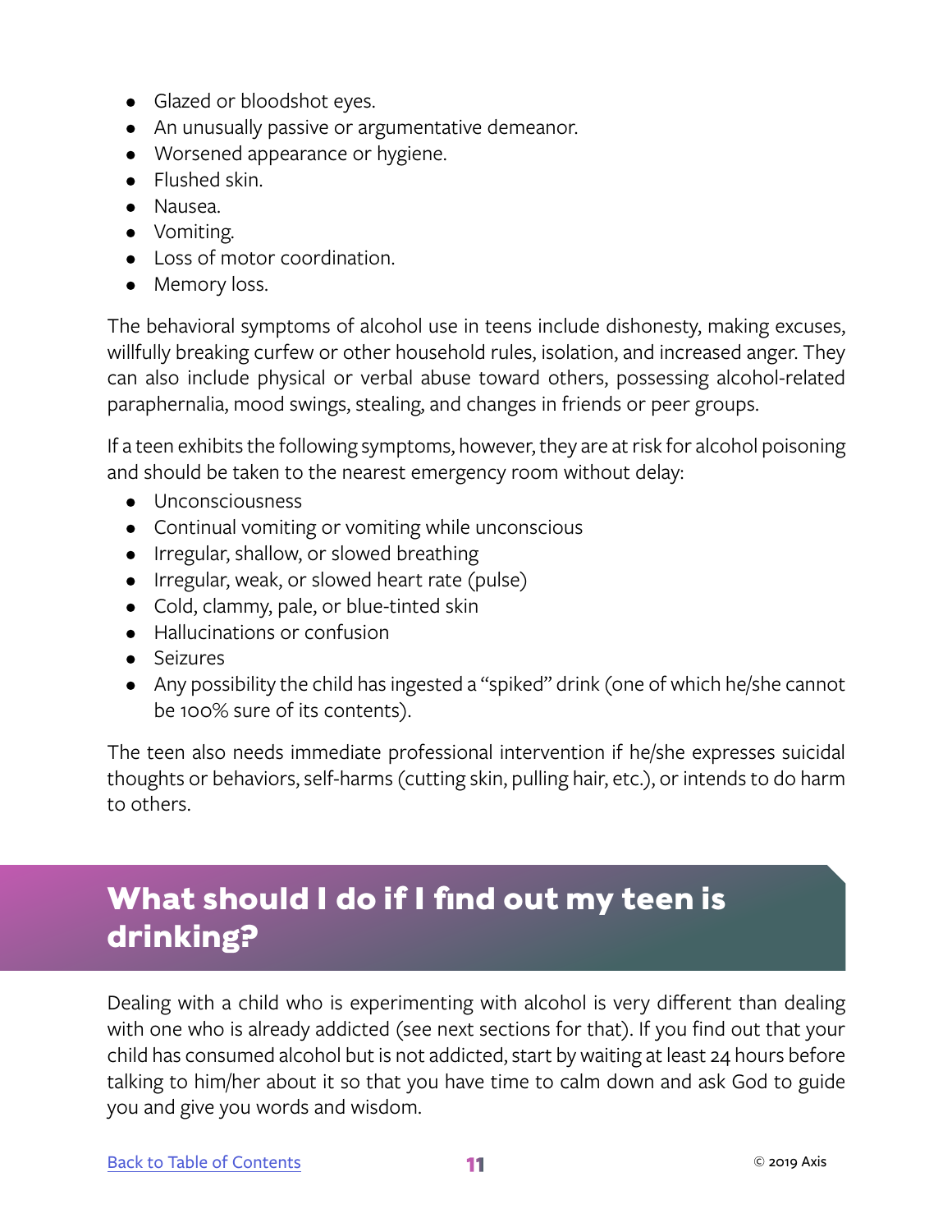- Glazed or bloodshot eyes.
- An unusually passive or argumentative demeanor.
- Worsened appearance or hygiene.
- Flushed skin.
- Nausea.
- Vomiting.
- Loss of motor coordination.
- Memory loss.

The behavioral symptoms of alcohol use in teens include dishonesty, making excuses, willfully breaking curfew or other household rules, isolation, and increased anger. They can also include physical or verbal abuse toward others, possessing alcohol-related paraphernalia, mood swings, stealing, and changes in friends or peer groups.

If a teen exhibits the following symptoms, however, they are at risk for alcohol poisoning and should be taken to the nearest emergency room without delay:

- Unconsciousness
- Continual vomiting or vomiting while unconscious
- Irregular, shallow, or slowed breathing
- Irregular, weak, or slowed heart rate (pulse)
- Cold, clammy, pale, or blue-tinted skin
- Hallucinations or confusion
- Seizures
- Any possibility the child has ingested a "spiked" drink (one of which he/she cannot be 100% sure of its contents).

The teen also needs immediate professional intervention if he/she expresses suicidal thoughts or behaviors, self-harms (cutting skin, pulling hair, etc.), or intends to do harm to others.

## What should I do if I find out my teen is drinking?

Dealing with a child who is experimenting with alcohol is very different than dealing with one who is already addicted (see next sections for that). If you find out that your child has consumed alcohol but is not addicted, start by waiting at least 24 hours before talking to him/her about it so that you have time to calm down and ask God to guide you and give you words and wisdom.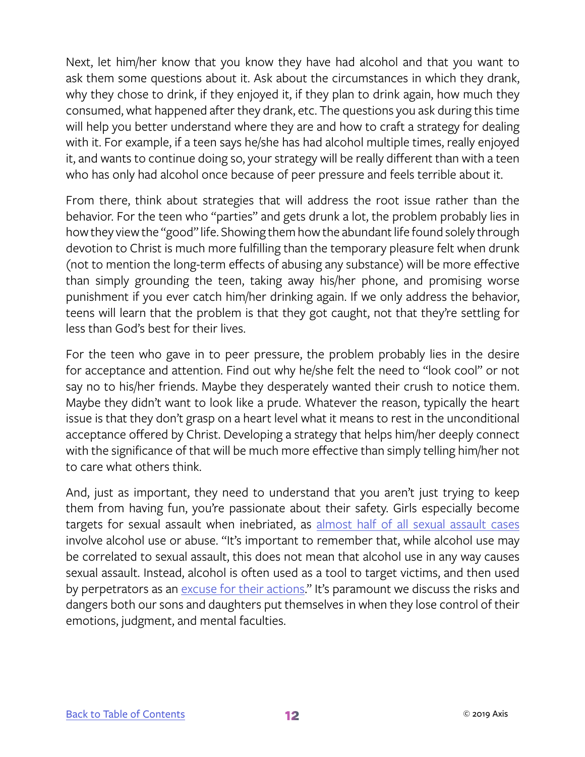Next, let him/her know that you know they have had alcohol and that you want to ask them some questions about it. Ask about the circumstances in which they drank, why they chose to drink, if they enjoyed it, if they plan to drink again, how much they consumed, what happened after they drank, etc. The questions you ask during this time will help you better understand where they are and how to craft a strategy for dealing with it. For example, if a teen says he/she has had alcohol multiple times, really enjoyed it, and wants to continue doing so, your strategy will be really different than with a teen who has only had alcohol once because of peer pressure and feels terrible about it.

From there, think about strategies that will address the root issue rather than the behavior. For the teen who "parties" and gets drunk a lot, the problem probably lies in how they view the "good" life. Showing them how the abundant life found solely through devotion to Christ is much more fulfilling than the temporary pleasure felt when drunk (not to mention the long-term effects of abusing any substance) will be more effective than simply grounding the teen, taking away his/her phone, and promising worse punishment if you ever catch him/her drinking again. If we only address the behavior, teens will learn that the problem is that they got caught, not that they're settling for less than God's best for their lives.

For the teen who gave in to peer pressure, the problem probably lies in the desire for acceptance and attention. Find out why he/she felt the need to "look cool" or not say no to his/her friends. Maybe they desperately wanted their crush to notice them. Maybe they didn't want to look like a prude. Whatever the reason, typically the heart issue is that they don't grasp on a heart level what it means to rest in the unconditional acceptance offered by Christ. Developing a strategy that helps him/her deeply connect with the significance of that will be much more effective than simply telling him/her not to care what others think.

And, just as important, they need to understand that you aren't just trying to keep them from having fun, you're passionate about their safety. Girls especially become targets for sexual assault when inebriated, as [almost half of all sexual assault cases] involve alcohol use or abuse. "It's important to remember that, while alcohol use may be correlated to sexual assault, this does not mean that alcohol use in any way causes sexual assault. Instead, alcohol is often used as a tool to target victims, and then used by perpetrators as an [excuse for their actions]." It's paramount we discuss the risks and dangers both our sons and daughters put themselves in when they lose control of their emotions, judgment, and mental faculties.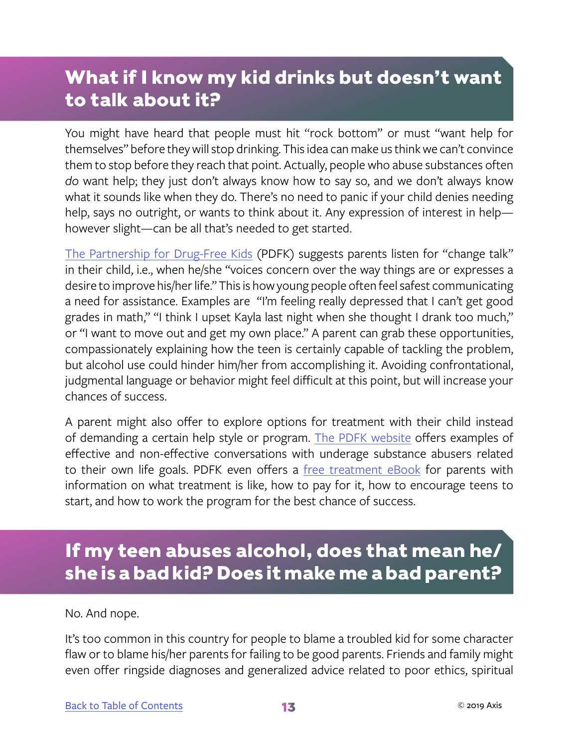## What if I know my kid drinks but doesn't want to talk about it?

You might have heard that people must hit "rock bottom" or must "want help for themselves" before they will stop drinking. This idea can make us think we can't convince them to stop before they reach that point. Actually, people who abuse substances often *do* want help; they just don't always know how to say so, and we don't always know what it sounds like when they do. There's no need to panic if your child denies needing help, says no outright, or wants to think about it. Any expression of interest in help—however slight—can be all that's needed to get started.

The Partnership for Drug-Free Kids (PDFK) suggests parents listen for "change talk" in their child, i.e., when he/she "voices concern over the way things are or expresses a desire to improve his/her life." This is how young people often feel safest communicating a need for assistance. Examples are "I'm feeling really depressed that I can't get good grades in math," "I think I upset Kayla last night when she thought I drank too much," or "I want to move out and get my own place." A parent can grab these opportunities, compassionately explaining how the teen is certainly capable of tackling the problem, but alcohol use could hinder him/her from accomplishing it. Avoiding confrontational, judgmental language or behavior might feel difficult at this point, but will increase your chances of success.

A parent might also offer to explore options for treatment with their child instead of demanding a certain help style or program. The PDFK website offers examples of effective and non-effective conversations with underage substance abusers related to their own life goals. PDFK even offers a free treatment eBook for parents with information on what treatment is like, how to pay for it, how to encourage teens to start, and how to work the program for the best chance of success.

## If my teen abuses alcohol, does that mean he/she is a bad kid? Does it make me a bad parent?

No. And nope.

It's too common in this country for people to blame a troubled kid for some character flaw or to blame his/her parents for failing to be good parents. Friends and family might even offer ringside diagnoses and generalized advice related to poor ethics, spiritual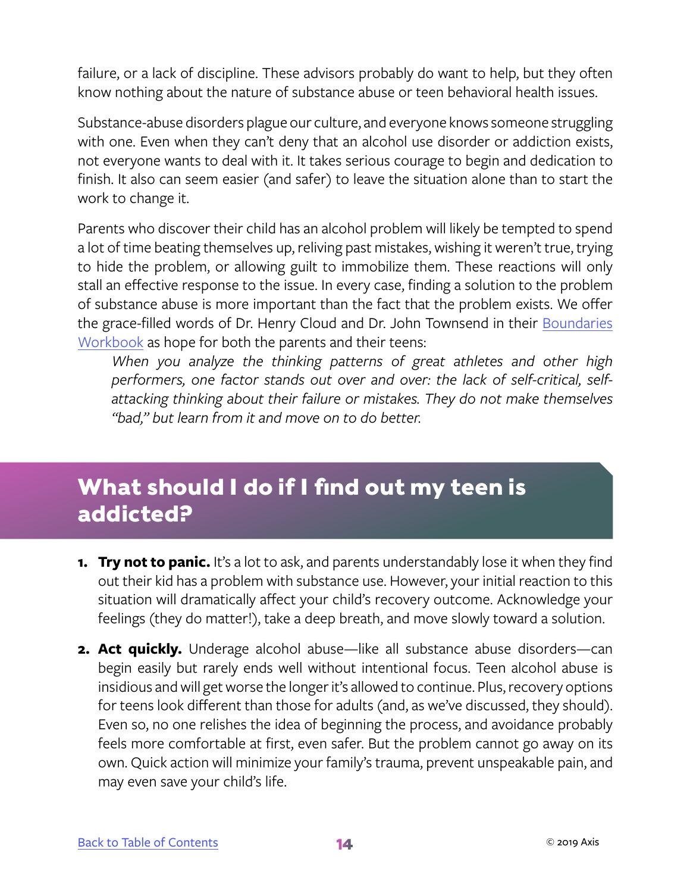failure, or a lack of discipline. These advisors probably do want to help, but they often know nothing about the nature of substance abuse or teen behavioral health issues.

Substance-abuse disorders plague our culture, and everyone knows someone struggling with one. Even when they can't deny that an alcohol use disorder or addiction exists, not everyone wants to deal with it. It takes serious courage to begin and dedication to finish. It also can seem easier (and safer) to leave the situation alone than to start the work to change it.

Parents who discover their child has an alcohol problem will likely be tempted to spend a lot of time beating themselves up, reliving past mistakes, wishing it weren't true, trying to hide the problem, or allowing guilt to immobilize them. These reactions will only stall an effective response to the issue. In every case, finding a solution to the problem of substance abuse is more important than the fact that the problem exists. We offer the grace-filled words of Dr. Henry Cloud and Dr. John Townsend in their Boundaries Workbook as hope for both the parents and their teens:

> *When you analyze the thinking patterns of great athletes and other high performers, one factor stands out over and over: the lack of self-critical, self-attacking thinking about their failure or mistakes. They do not make themselves "bad," but learn from it and move on to do better.*

## What should I do if I find out my teen is addicted?

1. **Try not to panic.** It's a lot to ask, and parents understandably lose it when they find out their kid has a problem with substance use. However, your initial reaction to this situation will dramatically affect your child's recovery outcome. Acknowledge your feelings (they do matter!), take a deep breath, and move slowly toward a solution.

2. **Act quickly.** Underage alcohol abuse—like all substance abuse disorders—can begin easily but rarely ends well without intentional focus. Teen alcohol abuse is insidious and will get worse the longer it's allowed to continue. Plus, recovery options for teens look different than those for adults (and, as we've discussed, they should). Even so, no one relishes the idea of beginning the process, and avoidance probably feels more comfortable at first, even safer. But the problem cannot go away on its own. Quick action will minimize your family's trauma, prevent unspeakable pain, and may even save your child's life.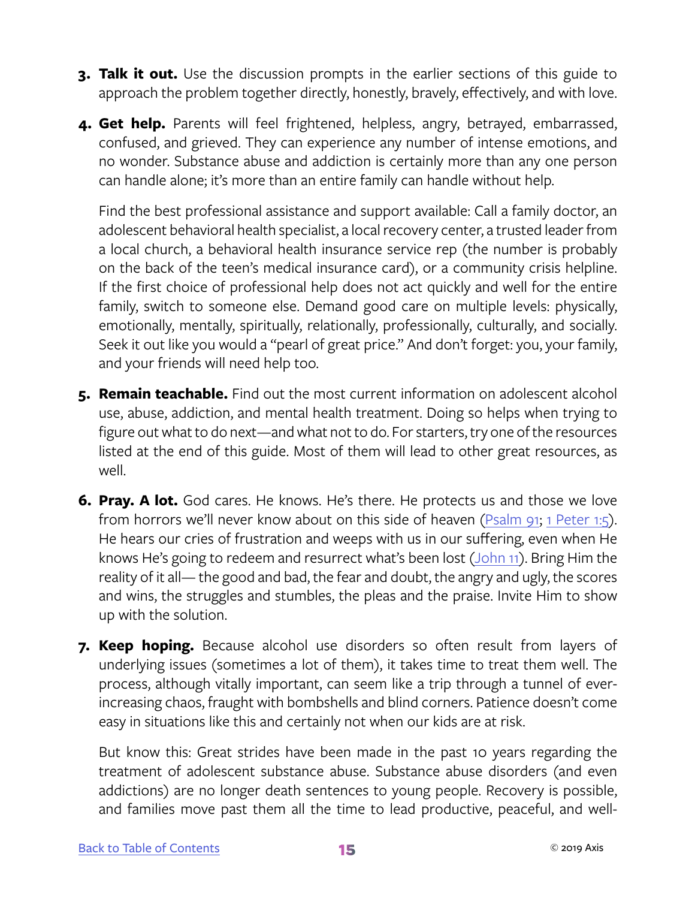3. **Talk it out.** Use the discussion prompts in the earlier sections of this guide to approach the problem together directly, honestly, bravely, effectively, and with love.

4. **Get help.** Parents will feel frightened, helpless, angry, betrayed, embarrassed, confused, and grieved. They can experience any number of intense emotions, and no wonder. Substance abuse and addiction is certainly more than any one person can handle alone; it's more than an entire family can handle without help.

   Find the best professional assistance and support available: Call a family doctor, an adolescent behavioral health specialist, a local recovery center, a trusted leader from a local church, a behavioral health insurance service rep (the number is probably on the back of the teen's medical insurance card), or a community crisis helpline. If the first choice of professional help does not act quickly and well for the entire family, switch to someone else. Demand good care on multiple levels: physically, emotionally, mentally, spiritually, relationally, professionally, culturally, and socially. Seek it out like you would a "pearl of great price." And don't forget: you, your family, and your friends will need help too.

5. **Remain teachable.** Find out the most current information on adolescent alcohol use, abuse, addiction, and mental health treatment. Doing so helps when trying to figure out what to do next—and what not to do. For starters, try one of the resources listed at the end of this guide. Most of them will lead to other great resources, as well.

6. **Pray. A lot.** God cares. He knows. He's there. He protects us and those we love from horrors we'll never know about on this side of heaven (Psalm 91; 1 Peter 1:5). He hears our cries of frustration and weeps with us in our suffering, even when He knows He's going to redeem and resurrect what's been lost (John 11). Bring Him the reality of it all— the good and bad, the fear and doubt, the angry and ugly, the scores and wins, the struggles and stumbles, the pleas and the praise. Invite Him to show up with the solution.

7. **Keep hoping.** Because alcohol use disorders so often result from layers of underlying issues (sometimes a lot of them), it takes time to treat them well. The process, although vitally important, can seem like a trip through a tunnel of ever-increasing chaos, fraught with bombshells and blind corners. Patience doesn't come easy in situations like this and certainly not when our kids are at risk.

   But know this: Great strides have been made in the past 10 years regarding the treatment of adolescent substance abuse. Substance abuse disorders (and even addictions) are no longer death sentences to young people. Recovery is possible, and families move past them all the time to lead productive, peaceful, and well-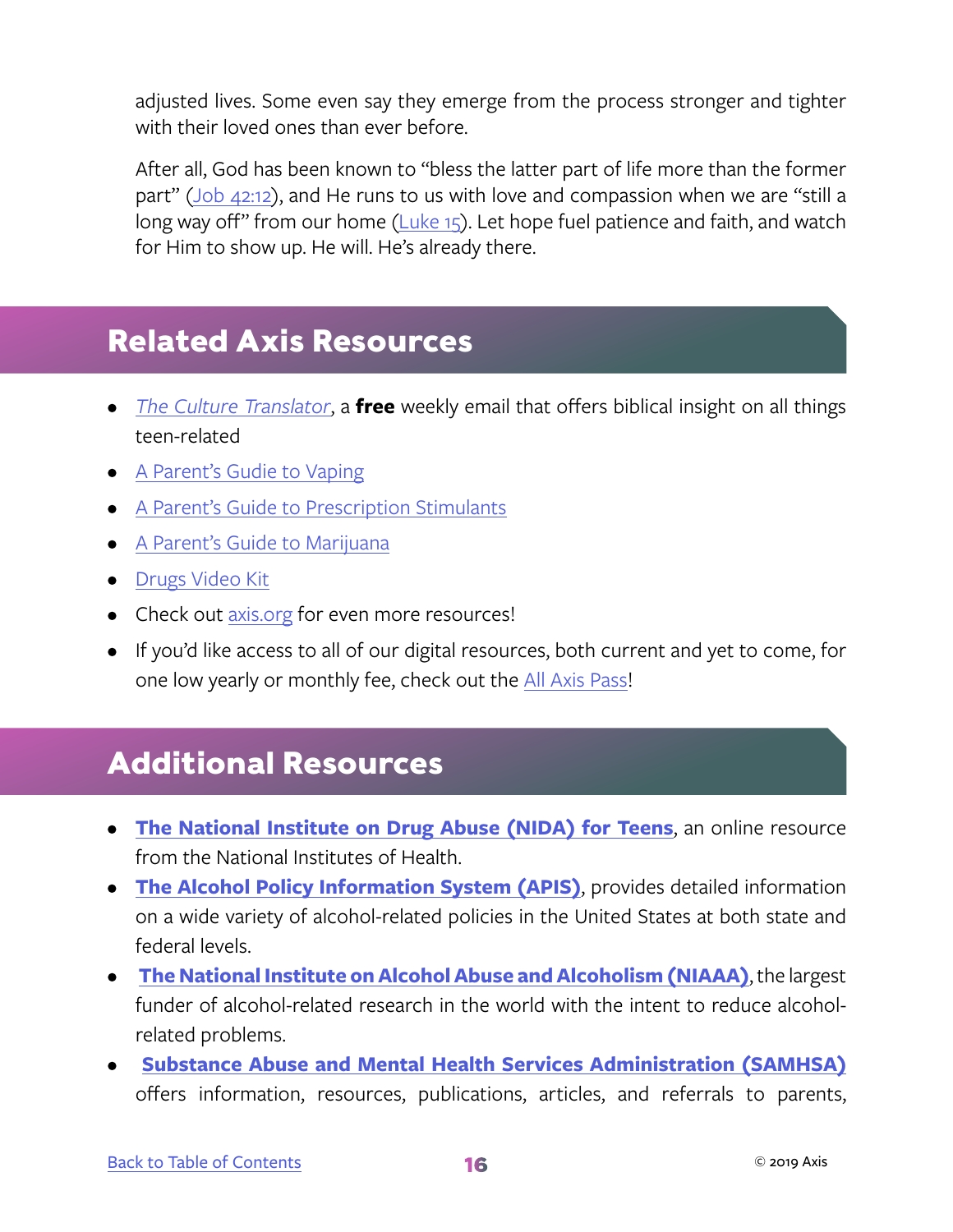adjusted lives. Some even say they emerge from the process stronger and tighter with their loved ones than ever before.

After all, God has been known to "bless the latter part of life more than the former part" (Job 42:12), and He runs to us with love and compassion when we are "still a long way off" from our home (Luke 15). Let hope fuel patience and faith, and watch for Him to show up. He will. He's already there.

## Related Axis Resources

- *The Culture Translator*, a **free** weekly email that offers biblical insight on all things teen-related
- A Parent's Gudie to Vaping
- A Parent's Guide to Prescription Stimulants
- A Parent's Guide to Marijuana
- Drugs Video Kit
- Check out axis.org for even more resources!
- If you'd like access to all of our digital resources, both current and yet to come, for one low yearly or monthly fee, check out the All Axis Pass!

## Additional Resources

- **The National Institute on Drug Abuse (NIDA) for Teens**, an online resource from the National Institutes of Health.
- **The Alcohol Policy Information System (APIS)**, provides detailed information on a wide variety of alcohol-related policies in the United States at both state and federal levels.
- **The National Institute on Alcohol Abuse and Alcoholism (NIAAA)**, the largest funder of alcohol-related research in the world with the intent to reduce alcohol-related problems.
- **Substance Abuse and Mental Health Services Administration (SAMHSA)** offers information, resources, publications, articles, and referrals to parents,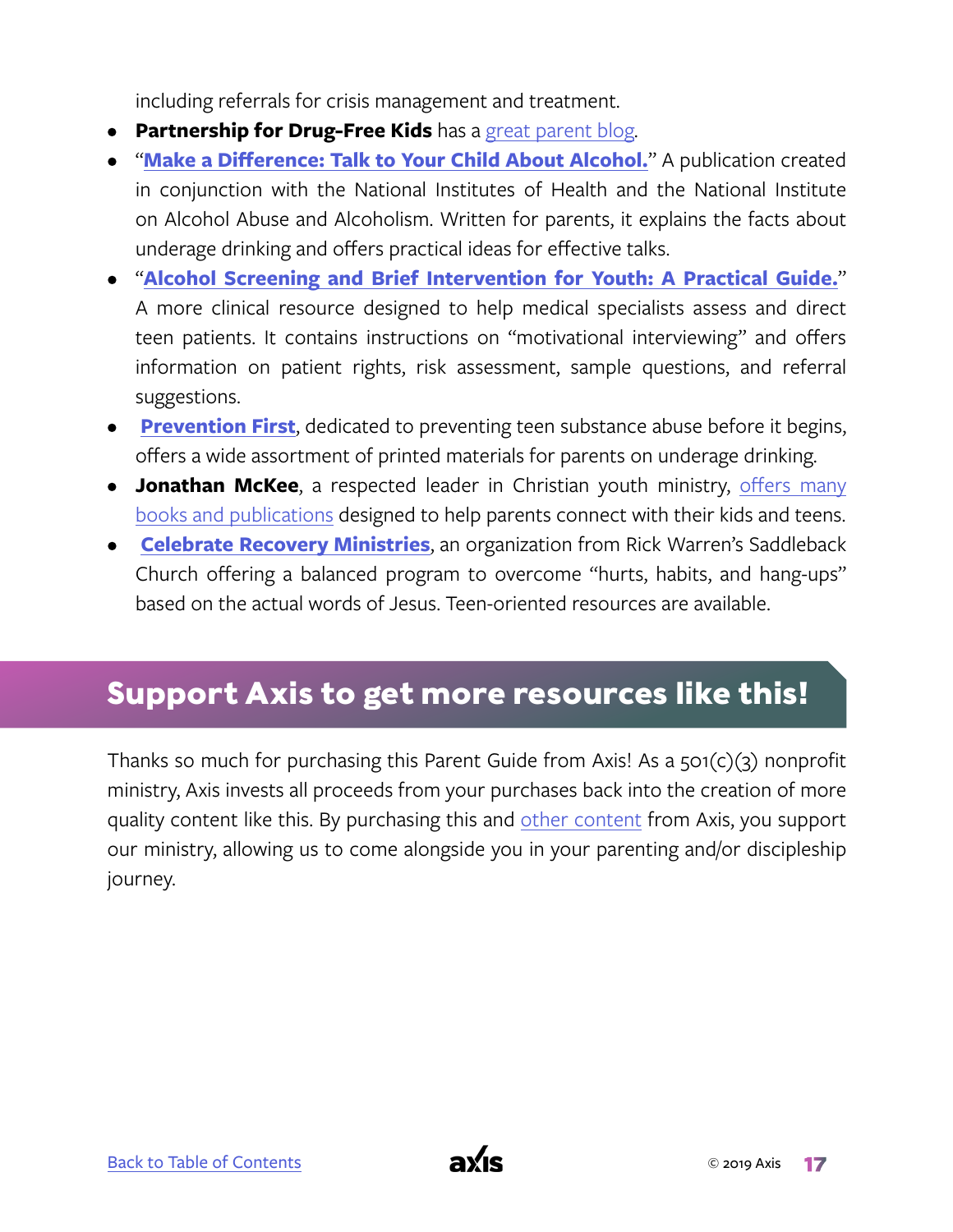including referrals for crisis management and treatment.

- **Partnership for Drug-Free Kids** has a great parent blog.
- "**Make a Difference: Talk to Your Child About Alcohol.**" A publication created in conjunction with the National Institutes of Health and the National Institute on Alcohol Abuse and Alcoholism. Written for parents, it explains the facts about underage drinking and offers practical ideas for effective talks.
- "**Alcohol Screening and Brief Intervention for Youth: A Practical Guide.**" A more clinical resource designed to help medical specialists assess and direct teen patients. It contains instructions on "motivational interviewing" and offers information on patient rights, risk assessment, sample questions, and referral suggestions.
- **Prevention First**, dedicated to preventing teen substance abuse before it begins, offers a wide assortment of printed materials for parents on underage drinking.
- **Jonathan McKee**, a respected leader in Christian youth ministry, offers many books and publications designed to help parents connect with their kids and teens.
- **Celebrate Recovery Ministries**, an organization from Rick Warren's Saddleback Church offering a balanced program to overcome "hurts, habits, and hang-ups" based on the actual words of Jesus. Teen-oriented resources are available.

## Support Axis to get more resources like this!

Thanks so much for purchasing this Parent Guide from Axis! As a 501(c)(3) nonprofit ministry, Axis invests all proceeds from your purchases back into the creation of more quality content like this. By purchasing this and other content from Axis, you support our ministry, allowing us to come alongside you in your parenting and/or discipleship journey.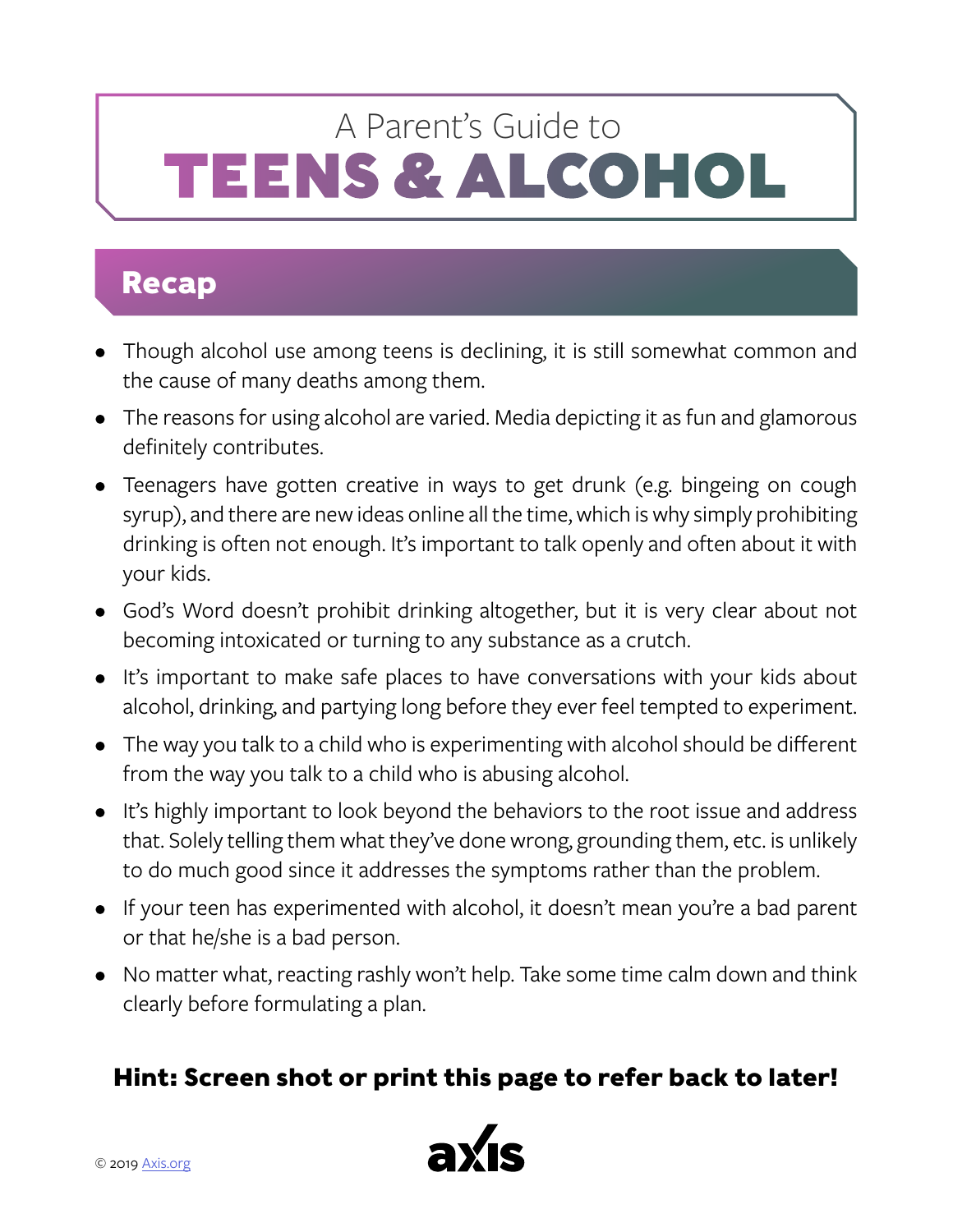A Parent's Guide to

# TEENS & ALCOHOL

## Recap

- Though alcohol use among teens is declining, it is still somewhat common and the cause of many deaths among them.
- The reasons for using alcohol are varied. Media depicting it as fun and glamorous definitely contributes.
- Teenagers have gotten creative in ways to get drunk (e.g. bingeing on cough syrup), and there are new ideas online all the time, which is why simply prohibiting drinking is often not enough. It's important to talk openly and often about it with your kids.
- God's Word doesn't prohibit drinking altogether, but it is very clear about not becoming intoxicated or turning to any substance as a crutch.
- It's important to make safe places to have conversations with your kids about alcohol, drinking, and partying long before they ever feel tempted to experiment.
- The way you talk to a child who is experimenting with alcohol should be different from the way you talk to a child who is abusing alcohol.
- It's highly important to look beyond the behaviors to the root issue and address that. Solely telling them what they've done wrong, grounding them, etc. is unlikely to do much good since it addresses the symptoms rather than the problem.
- If your teen has experimented with alcohol, it doesn't mean you're a bad parent or that he/she is a bad person.
- No matter what, reacting rashly won't help. Take some time calm down and think clearly before formulating a plan.

**Hint: Screen shot or print this page to refer back to later!**

© 2019 Axis.org

axis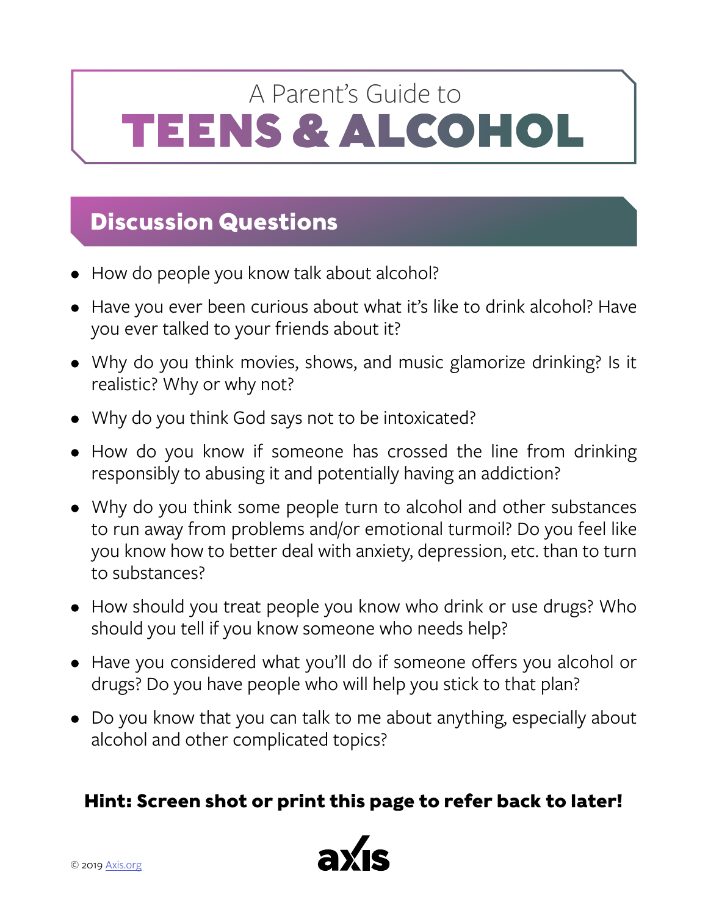# A Parent's Guide to TEENS & ALCOHOL

## Discussion Questions

- How do people you know talk about alcohol?
- Have you ever been curious about what it's like to drink alcohol? Have you ever talked to your friends about it?
- Why do you think movies, shows, and music glamorize drinking? Is it realistic? Why or why not?
- Why do you think God says not to be intoxicated?
- How do you know if someone has crossed the line from drinking responsibly to abusing it and potentially having an addiction?
- Why do you think some people turn to alcohol and other substances to run away from problems and/or emotional turmoil? Do you feel like you know how to better deal with anxiety, depression, etc. than to turn to substances?
- How should you treat people you know who drink or use drugs? Who should you tell if you know someone who needs help?
- Have you considered what you'll do if someone offers you alcohol or drugs? Do you have people who will help you stick to that plan?
- Do you know that you can talk to me about anything, especially about alcohol and other complicated topics?

**Hint: Screen shot or print this page to refer back to later!**

© 2019 Axis.org

axis